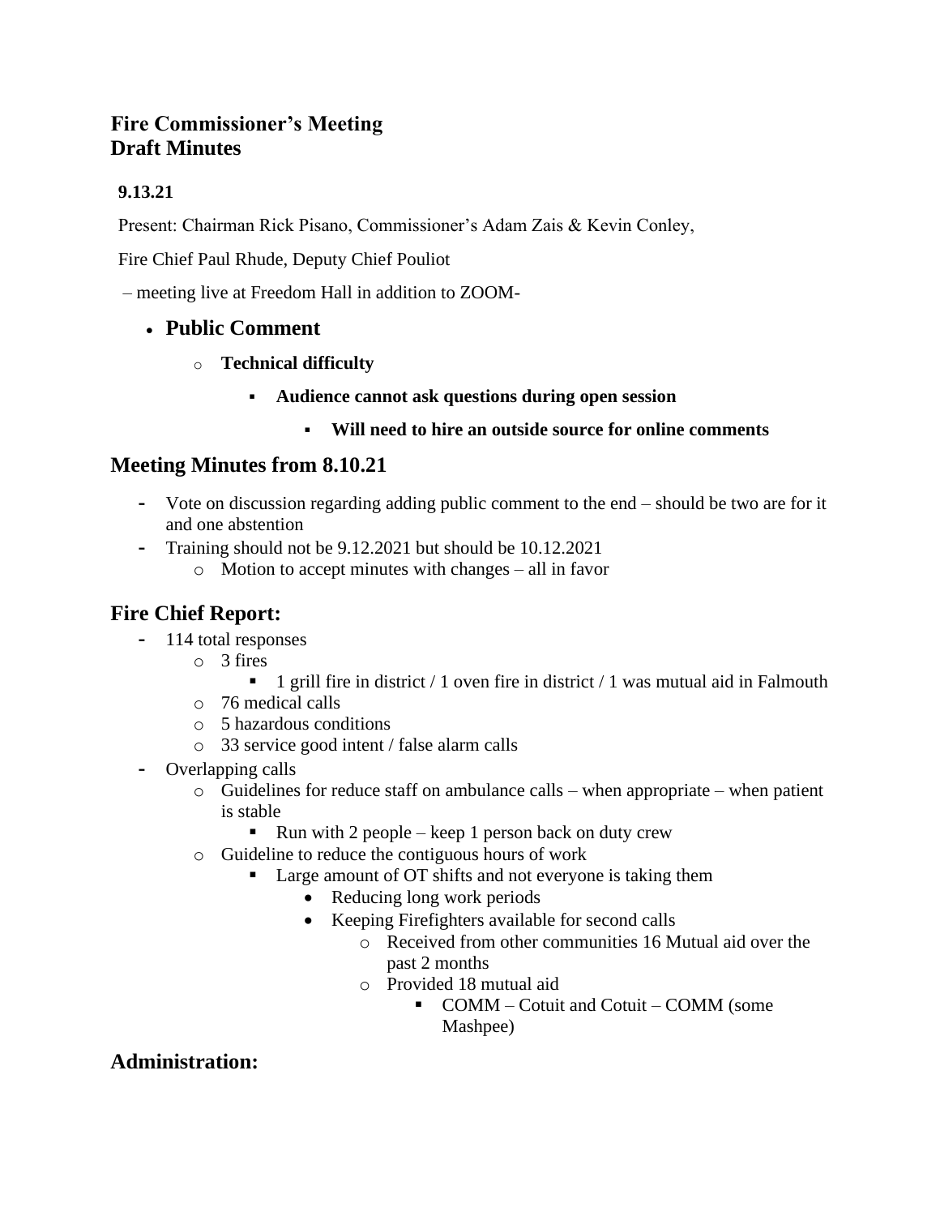## Fire Commissioner's Meeting
## Draft Minutes

**9.13.21**

Present: Chairman Rick Pisano, Commissioner's Adam Zais & Kevin Conley,

Fire Chief Paul Rhude, Deputy Chief Pouliot

– meeting live at Freedom Hall in addition to ZOOM-

- **Public Comment**
  - **Technical difficulty**
    - **Audience cannot ask questions during open session**
      - **Will need to hire an outside source for online comments**

## Meeting Minutes from 8.10.21

- Vote on discussion regarding adding public comment to the end – should be two are for it and one abstention
- Training should not be 9.12.2021 but should be 10.12.2021
  - Motion to accept minutes with changes – all in favor

## Fire Chief Report:

- 114 total responses
  - 3 fires
    - 1 grill fire in district / 1 oven fire in district / 1 was mutual aid in Falmouth
  - 76 medical calls
  - 5 hazardous conditions
  - 33 service good intent / false alarm calls
- Overlapping calls
  - Guidelines for reduce staff on ambulance calls – when appropriate – when patient is stable
    - Run with 2 people – keep 1 person back on duty crew
  - Guideline to reduce the contiguous hours of work
    - Large amount of OT shifts and not everyone is taking them
      - Reducing long work periods
      - Keeping Firefighters available for second calls
        - Received from other communities 16 Mutual aid over the past 2 months
        - Provided 18 mutual aid
          - COMM – Cotuit and Cotuit – COMM (some Mashpee)

## Administration: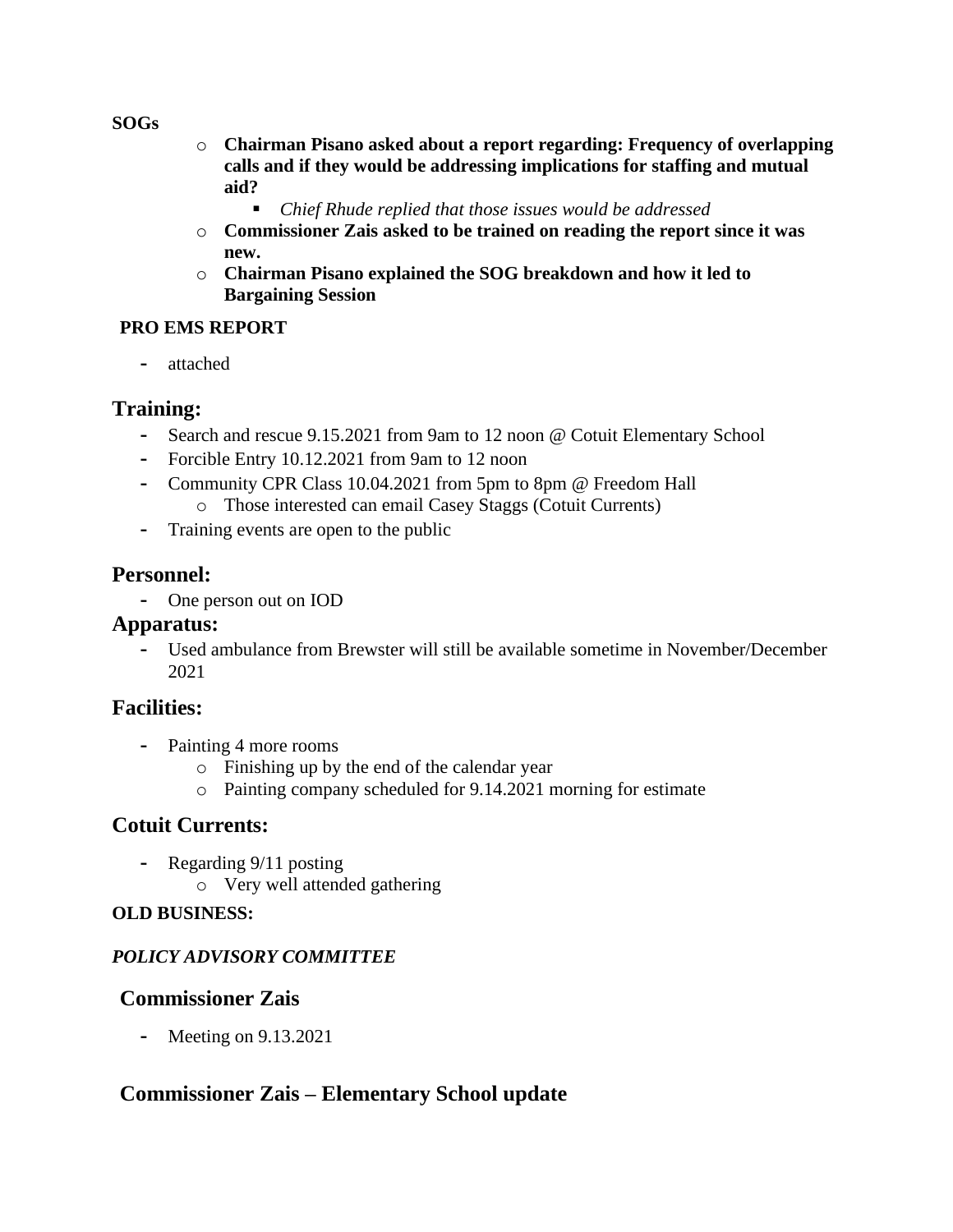**SOGs**

- **Chairman Pisano asked about a report regarding: Frequency of overlapping calls and if they would be addressing implications for staffing and mutual aid?**
  - *Chief Rhude replied that those issues would be addressed*
- **Commissioner Zais asked to be trained on reading the report since it was new.**
- **Chairman Pisano explained the SOG breakdown and how it led to Bargaining Session**

**PRO EMS REPORT**

- attached

## Training:

- Search and rescue 9.15.2021 from 9am to 12 noon @ Cotuit Elementary School
- Forcible Entry 10.12.2021 from 9am to 12 noon
- Community CPR Class 10.04.2021 from 5pm to 8pm @ Freedom Hall
  - Those interested can email Casey Staggs (Cotuit Currents)
- Training events are open to the public

## Personnel:

- One person out on IOD

## Apparatus:

- Used ambulance from Brewster will still be available sometime in November/December 2021

## Facilities:

- Painting 4 more rooms
  - Finishing up by the end of the calendar year
  - Painting company scheduled for 9.14.2021 morning for estimate

## Cotuit Currents:

- Regarding 9/11 posting
  - Very well attended gathering

**OLD BUSINESS:**

***POLICY ADVISORY COMMITTEE***

## Commissioner Zais

- Meeting on 9.13.2021

## Commissioner Zais – Elementary School update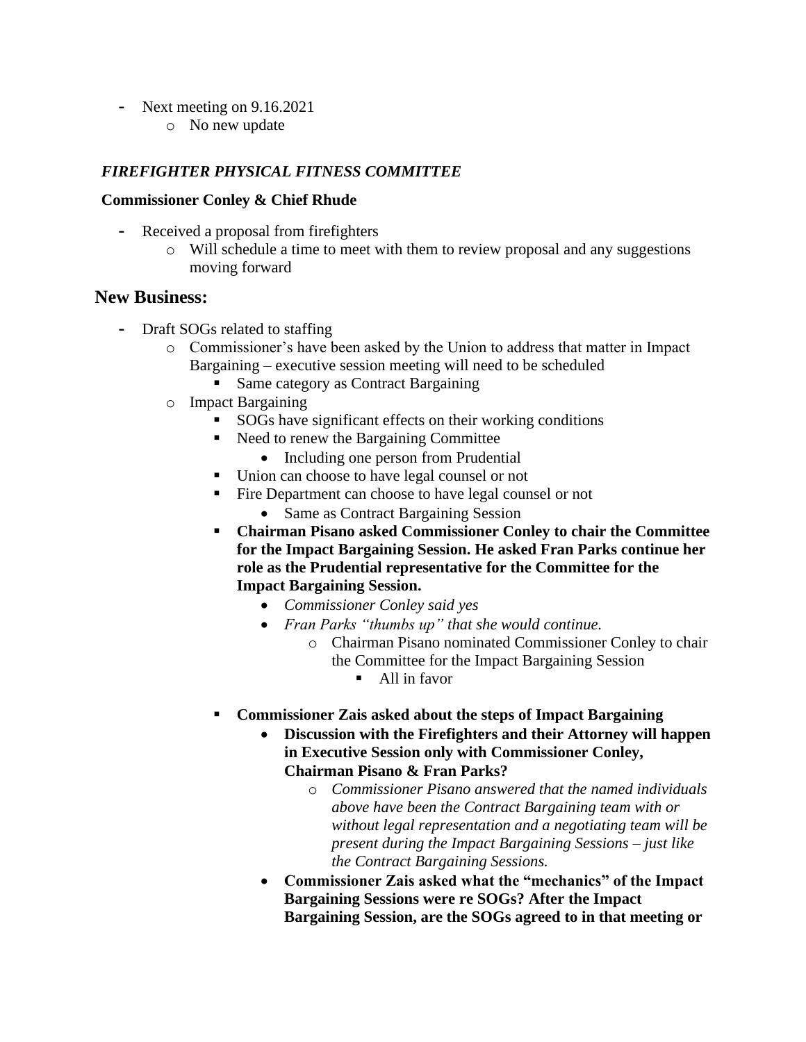- Next meeting on 9.16.2021
  - No new update

### *FIREFIGHTER PHYSICAL FITNESS COMMITTEE*

**Commissioner Conley & Chief Rhude**

- Received a proposal from firefighters
  - Will schedule a time to meet with them to review proposal and any suggestions moving forward

## New Business:

- Draft SOGs related to staffing
  - Commissioner's have been asked by the Union to address that matter in Impact Bargaining – executive session meeting will need to be scheduled
    - Same category as Contract Bargaining
  - Impact Bargaining
    - SOGs have significant effects on their working conditions
    - Need to renew the Bargaining Committee
      - Including one person from Prudential
    - Union can choose to have legal counsel or not
    - Fire Department can choose to have legal counsel or not
      - Same as Contract Bargaining Session
    - **Chairman Pisano asked Commissioner Conley to chair the Committee for the Impact Bargaining Session. He asked Fran Parks continue her role as the Prudential representative for the Committee for the Impact Bargaining Session.**
      - *Commissioner Conley said yes*
      - *Fran Parks "thumbs up" that she would continue.*
        - Chairman Pisano nominated Commissioner Conley to chair the Committee for the Impact Bargaining Session
          - All in favor
    - **Commissioner Zais asked about the steps of Impact Bargaining**
      - **Discussion with the Firefighters and their Attorney will happen in Executive Session only with Commissioner Conley, Chairman Pisano & Fran Parks?**
        - *Commissioner Pisano answered that the named individuals above have been the Contract Bargaining team with or without legal representation and a negotiating team will be present during the Impact Bargaining Sessions – just like the Contract Bargaining Sessions.*
      - **Commissioner Zais asked what the "mechanics" of the Impact Bargaining Sessions were re SOGs? After the Impact Bargaining Session, are the SOGs agreed to in that meeting or**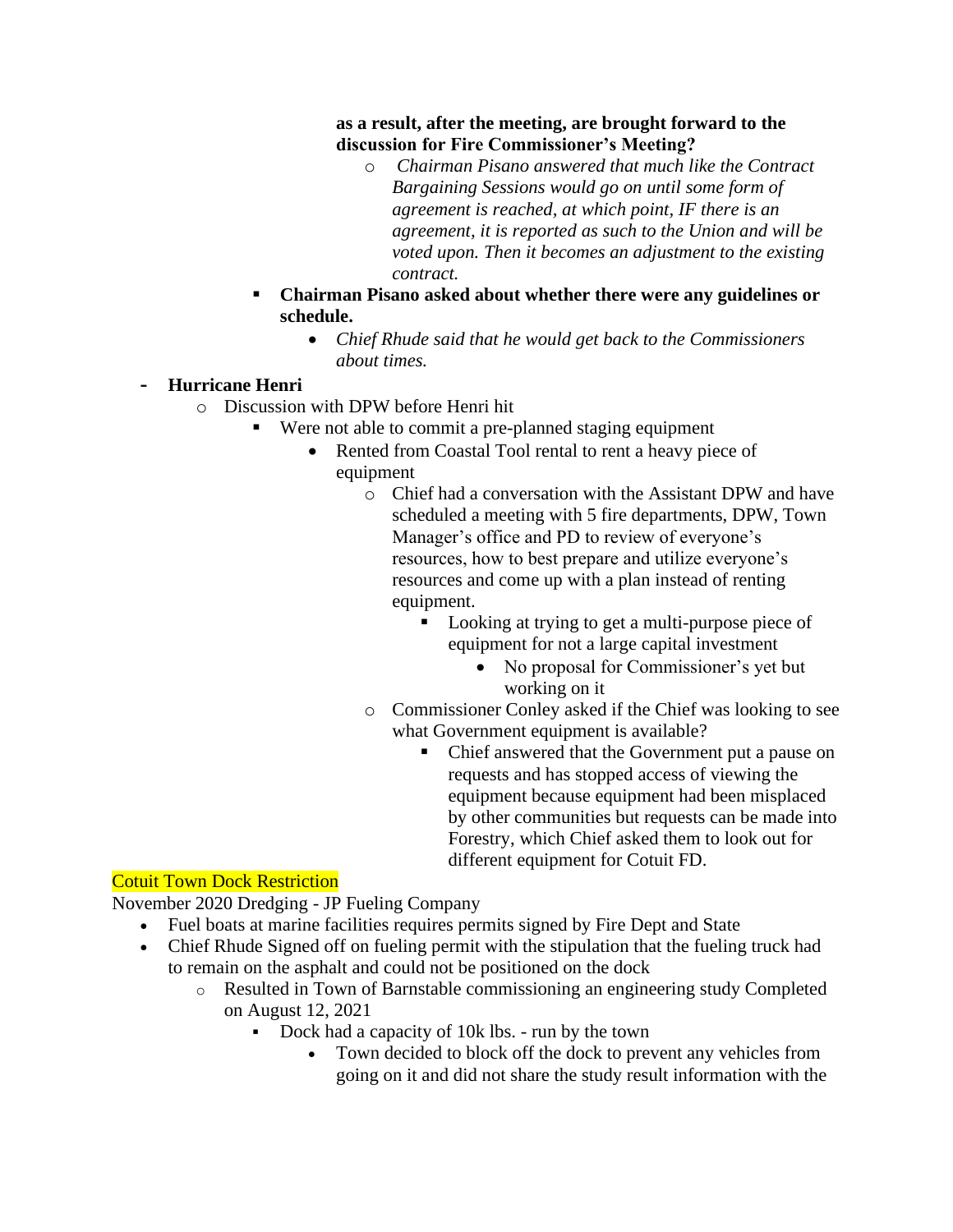**as a result, after the meeting, are brought forward to the discussion for Fire Commissioner's Meeting?**

- *Chairman Pisano answered that much like the Contract Bargaining Sessions would go on until some form of agreement is reached, at which point, IF there is an agreement, it is reported as such to the Union and will be voted upon. Then it becomes an adjustment to the existing contract.*

- **Chairman Pisano asked about whether there were any guidelines or schedule.**
  - *Chief Rhude said that he would get back to the Commissioners about times.*

- **Hurricane Henri**
  - Discussion with DPW before Henri hit
    - Were not able to commit a pre-planned staging equipment
      - Rented from Coastal Tool rental to rent a heavy piece of equipment
        - Chief had a conversation with the Assistant DPW and have scheduled a meeting with 5 fire departments, DPW, Town Manager's office and PD to review of everyone's resources, how to best prepare and utilize everyone's resources and come up with a plan instead of renting equipment.
          - Looking at trying to get a multi-purpose piece of equipment for not a large capital investment
            - No proposal for Commissioner's yet but working on it
        - Commissioner Conley asked if the Chief was looking to see what Government equipment is available?
          - Chief answered that the Government put a pause on requests and has stopped access of viewing the equipment because equipment had been misplaced by other communities but requests can be made into Forestry, which Chief asked them to look out for different equipment for Cotuit FD.

Cotuit Town Dock Restriction

November 2020 Dredging - JP Fueling Company

- Fuel boats at marine facilities requires permits signed by Fire Dept and State
- Chief Rhude Signed off on fueling permit with the stipulation that the fueling truck had to remain on the asphalt and could not be positioned on the dock
  - Resulted in Town of Barnstable commissioning an engineering study Completed on August 12, 2021
    - Dock had a capacity of 10k lbs. - run by the town
      - Town decided to block off the dock to prevent any vehicles from going on it and did not share the study result information with the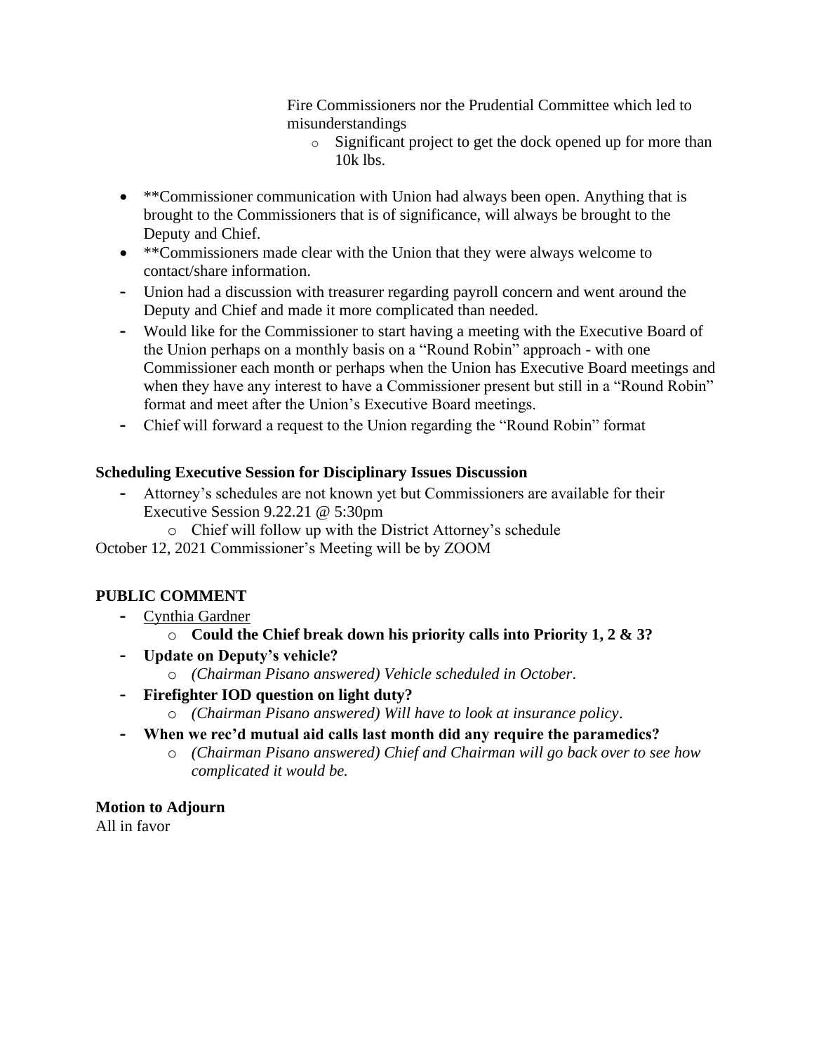Fire Commissioners nor the Prudential Committee which led to misunderstandings

- Significant project to get the dock opened up for more than 10k lbs.

- **Commissioner communication with Union had always been open. Anything that is brought to the Commissioners that is of significance, will always be brought to the Deputy and Chief.
- **Commissioners made clear with the Union that they were always welcome to contact/share information.
- Union had a discussion with treasurer regarding payroll concern and went around the Deputy and Chief and made it more complicated than needed.
- Would like for the Commissioner to start having a meeting with the Executive Board of the Union perhaps on a monthly basis on a "Round Robin" approach - with one Commissioner each month or perhaps when the Union has Executive Board meetings and when they have any interest to have a Commissioner present but still in a "Round Robin" format and meet after the Union's Executive Board meetings.
- Chief will forward a request to the Union regarding the "Round Robin" format

**Scheduling Executive Session for Disciplinary Issues Discussion**

- Attorney's schedules are not known yet but Commissioners are available for their Executive Session 9.22.21 @ 5:30pm
  - Chief will follow up with the District Attorney's schedule

October 12, 2021 Commissioner's Meeting will be by ZOOM

**PUBLIC COMMENT**

- Cynthia Gardner
  - **Could the Chief break down his priority calls into Priority 1, 2 & 3?**
- **Update on Deputy's vehicle?**
  - *(Chairman Pisano answered) Vehicle scheduled in October.*
- **Firefighter IOD question on light duty?**
  - *(Chairman Pisano answered) Will have to look at insurance policy.*
- **When we rec'd mutual aid calls last month did any require the paramedics?**
  - *(Chairman Pisano answered) Chief and Chairman will go back over to see how complicated it would be.*

**Motion to Adjourn**

All in favor